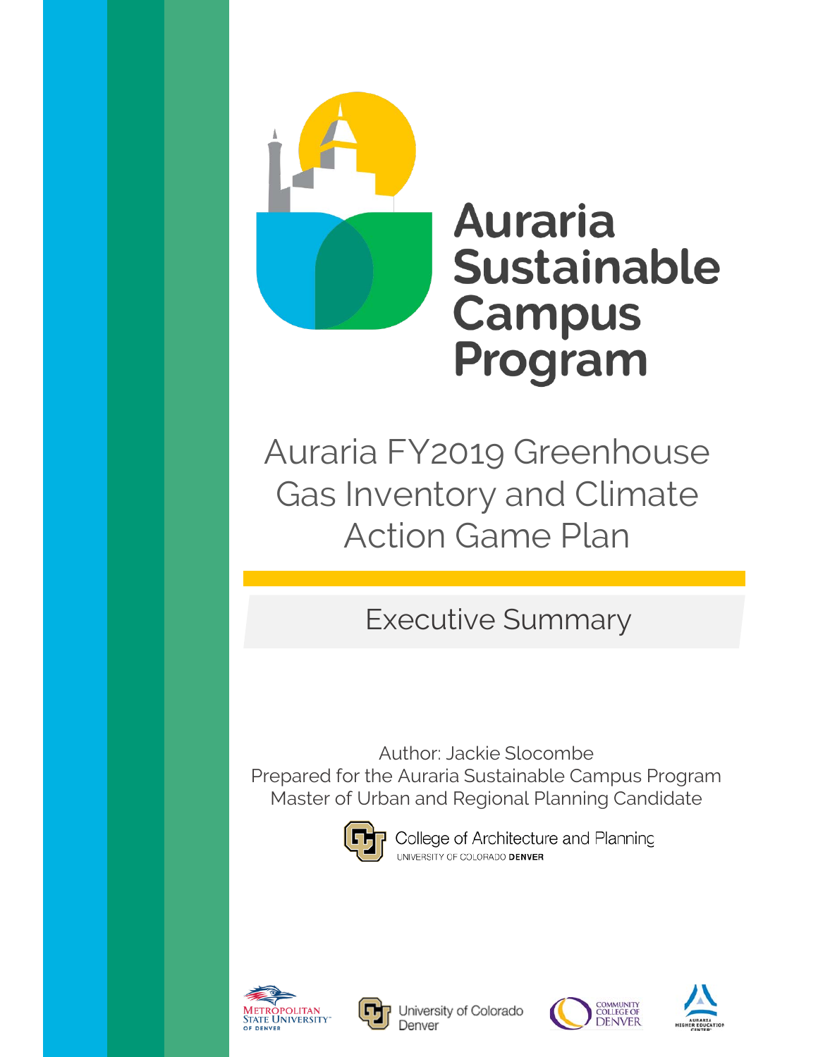# Auraria Sustainable Campus Program

## Auraria FY2019 Greenhouse Gas Inventory and Climate Action Game Plan

### Executive Summary

Author: Jackie Slocombe
Prepared for the Auraria Sustainable Campus Program
Master of Urban and Regional Planning Candidate

College of Architecture and Planning
UNIVERSITY OF COLORADO DENVER

Metropolitan State University of Denver

University of Colorado Denver

Community College of Denver

Auraria Higher Education Center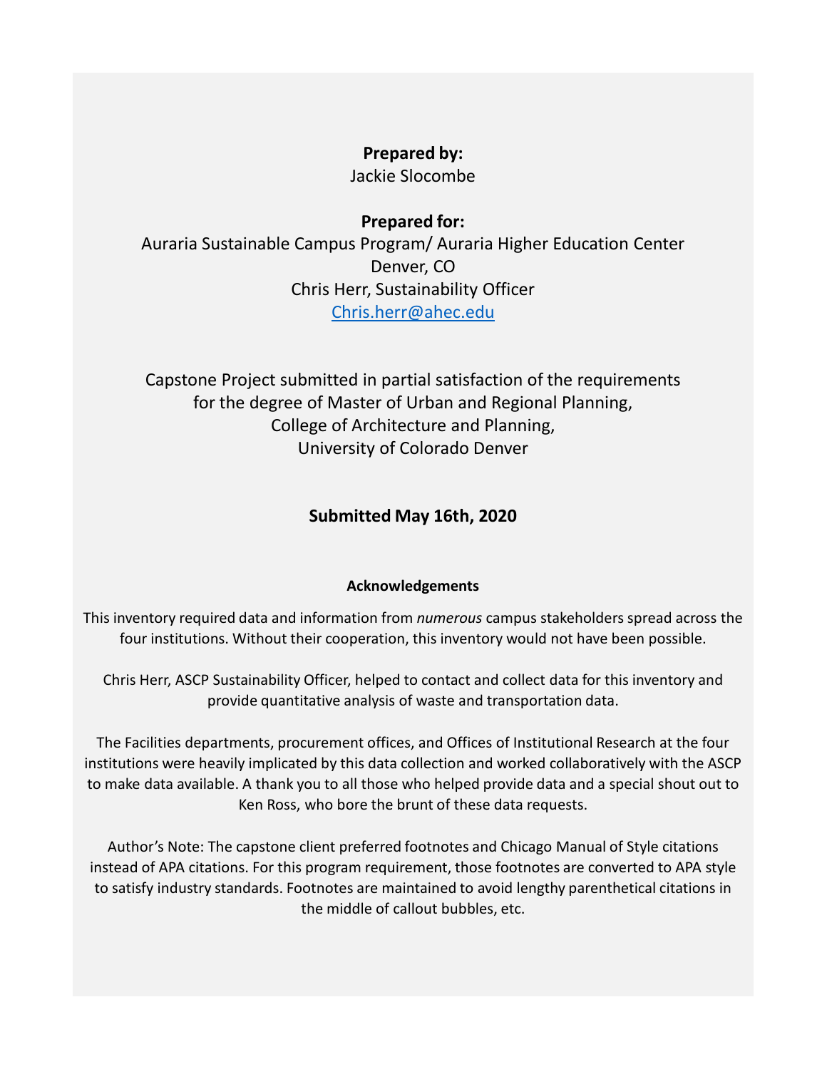**Prepared by:**

Jackie Slocombe

**Prepared for:**

Auraria Sustainable Campus Program/ Auraria Higher Education Center
Denver, CO
Chris Herr, Sustainability Officer
Chris.herr@ahec.edu

Capstone Project submitted in partial satisfaction of the requirements for the degree of Master of Urban and Regional Planning, College of Architecture and Planning, University of Colorado Denver

**Submitted May 16th, 2020**

**Acknowledgements**

This inventory required data and information from *numerous* campus stakeholders spread across the four institutions. Without their cooperation, this inventory would not have been possible.

Chris Herr, ASCP Sustainability Officer, helped to contact and collect data for this inventory and provide quantitative analysis of waste and transportation data.

The Facilities departments, procurement offices, and Offices of Institutional Research at the four institutions were heavily implicated by this data collection and worked collaboratively with the ASCP to make data available. A thank you to all those who helped provide data and a special shout out to Ken Ross, who bore the brunt of these data requests.

Author's Note: The capstone client preferred footnotes and Chicago Manual of Style citations instead of APA citations. For this program requirement, those footnotes are converted to APA style to satisfy industry standards. Footnotes are maintained to avoid lengthy parenthetical citations in the middle of callout bubbles, etc.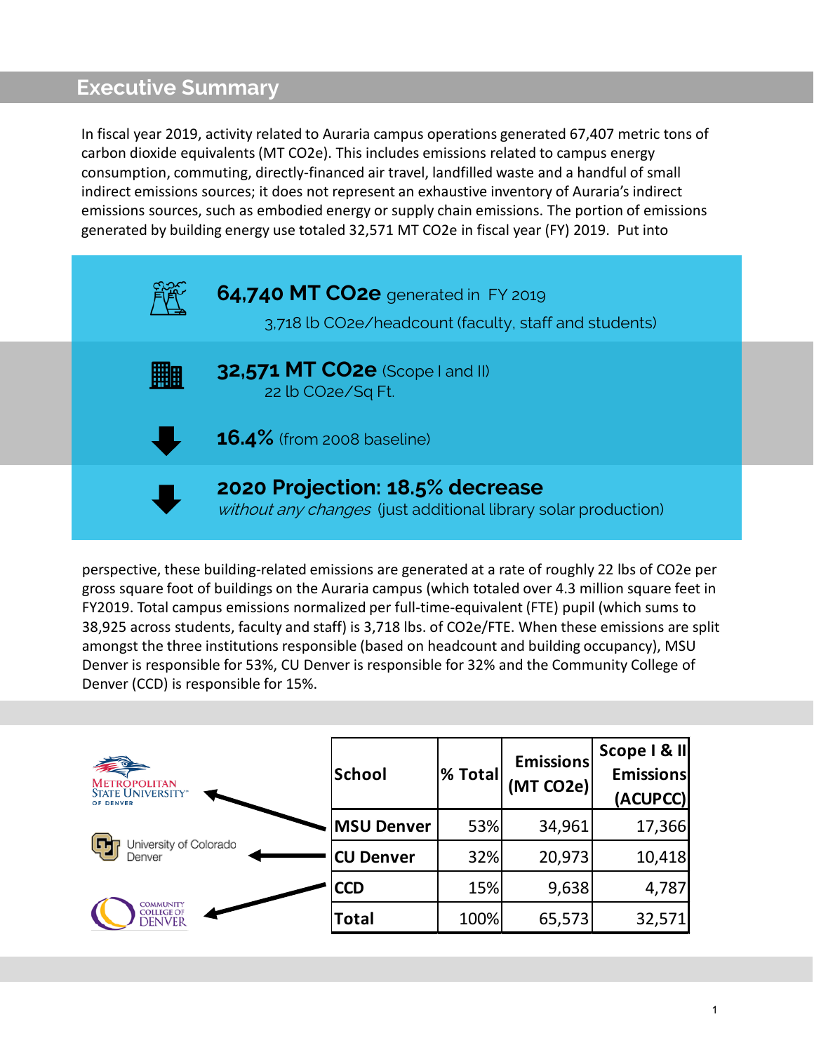## Executive Summary

In fiscal year 2019, activity related to Auraria campus operations generated 67,407 metric tons of carbon dioxide equivalents (MT CO2e). This includes emissions related to campus energy consumption, commuting, directly-financed air travel, landfilled waste and a handful of small indirect emissions sources; it does not represent an exhaustive inventory of Auraria's indirect emissions sources, such as embodied energy or supply chain emissions. The portion of emissions generated by building energy use totaled 32,571 MT CO2e in fiscal year (FY) 2019. Put into

**64,740 MT CO2e** generated in FY 2019
3,718 lb CO2e/headcount (faculty, staff and students)

**32,571 MT CO2e** (Scope I and II)
22 lb CO2e/Sq Ft.

**16.4%** (from 2008 baseline)

**2020 Projection: 18.5% decrease**
*without any changes* (just additional library solar production)

perspective, these building-related emissions are generated at a rate of roughly 22 lbs of CO2e per gross square foot of buildings on the Auraria campus (which totaled over 4.3 million square feet in FY2019. Total campus emissions normalized per full-time-equivalent (FTE) pupil (which sums to 38,925 across students, faculty and staff) is 3,718 lbs. of CO2e/FTE. When these emissions are split amongst the three institutions responsible (based on headcount and building occupancy), MSU Denver is responsible for 53%, CU Denver is responsible for 32% and the Community College of Denver (CCD) is responsible for 15%.

| School | % Total | Emissions (MT CO2e) | Scope I & II Emissions (ACUPCC) |
|---|---|---|---|
| MSU Denver | 53% | 34,961 | 17,366 |
| CU Denver | 32% | 20,973 | 10,418 |
| CCD | 15% | 9,638 | 4,787 |
| Total | 100% | 65,573 | 32,571 |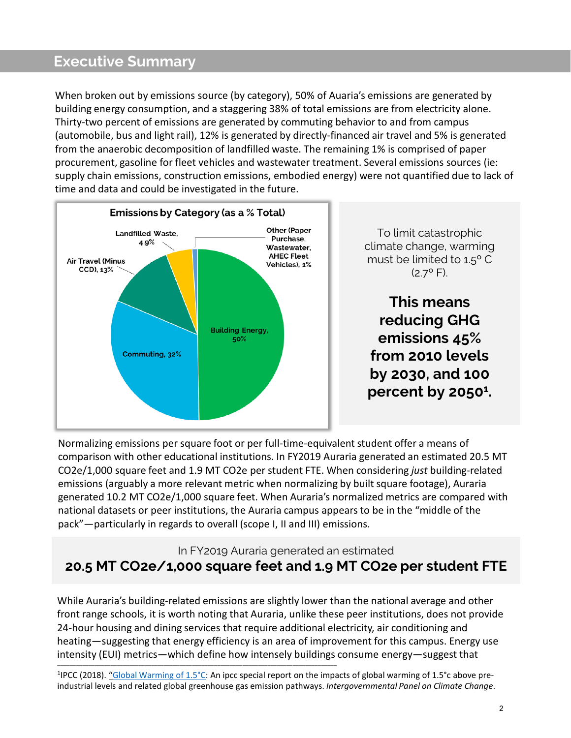## Executive Summary

When broken out by emissions source (by category), 50% of Auaria's emissions are generated by building energy consumption, and a staggering 38% of total emissions are from electricity alone. Thirty-two percent of emissions are generated by commuting behavior to and from campus (automobile, bus and light rail), 12% is generated by directly-financed air travel and 5% is generated from the anaerobic decomposition of landfilled waste. The remaining 1% is comprised of paper procurement, gasoline for fleet vehicles and wastewater treatment. Several emissions sources (ie: supply chain emissions, construction emissions, embodied energy) were not quantified due to lack of time and data and could be investigated in the future.

**Emissions by Category (as a % Total)**

- Building Energy, 50%
- Commuting, 32%
- Air Travel (Minus CCD), 13%
- Landfilled Waste, 4.9%
- Other (Paper Purchase, Wastewater, AHEC Fleet Vehicles), 1%

To limit catastrophic climate change, warming must be limited to 1.5° C (2.7° F).

**This means reducing GHG emissions 45% from 2010 levels by 2030, and 100 percent by 2050[1].**

Normalizing emissions per square foot or per full-time-equivalent student offer a means of comparison with other educational institutions. In FY2019 Auraria generated an estimated 20.5 MT CO2e/1,000 square feet and 1.9 MT CO2e per student FTE. When considering *just* building-related emissions (arguably a more relevant metric when normalizing by built square footage), Auraria generated 10.2 MT CO2e/1,000 square feet. When Auraria's normalized metrics are compared with national datasets or peer institutions, the Auraria campus appears to be in the "middle of the pack"—particularly in regards to overall (scope I, II and III) emissions.

In FY2019 Auraria generated an estimated

**20.5 MT CO2e/1,000 square feet and 1.9 MT CO2e per student FTE**

While Auraria's building-related emissions are slightly lower than the national average and other front range schools, it is worth noting that Auraria, unlike these peer institutions, does not provide 24-hour housing and dining services that require additional electricity, air conditioning and heating—suggesting that energy efficiency is an area of improvement for this campus. Energy use intensity (EUI) metrics—which define how intensely buildings consume energy—suggest that

[1]IPCC (2018). "Global Warming of 1.5°C: An ipcc special report on the impacts of global warming of 1.5°c above pre-industrial levels and related global greenhouse gas emission pathways. *Intergovernmental Panel on Climate Change*.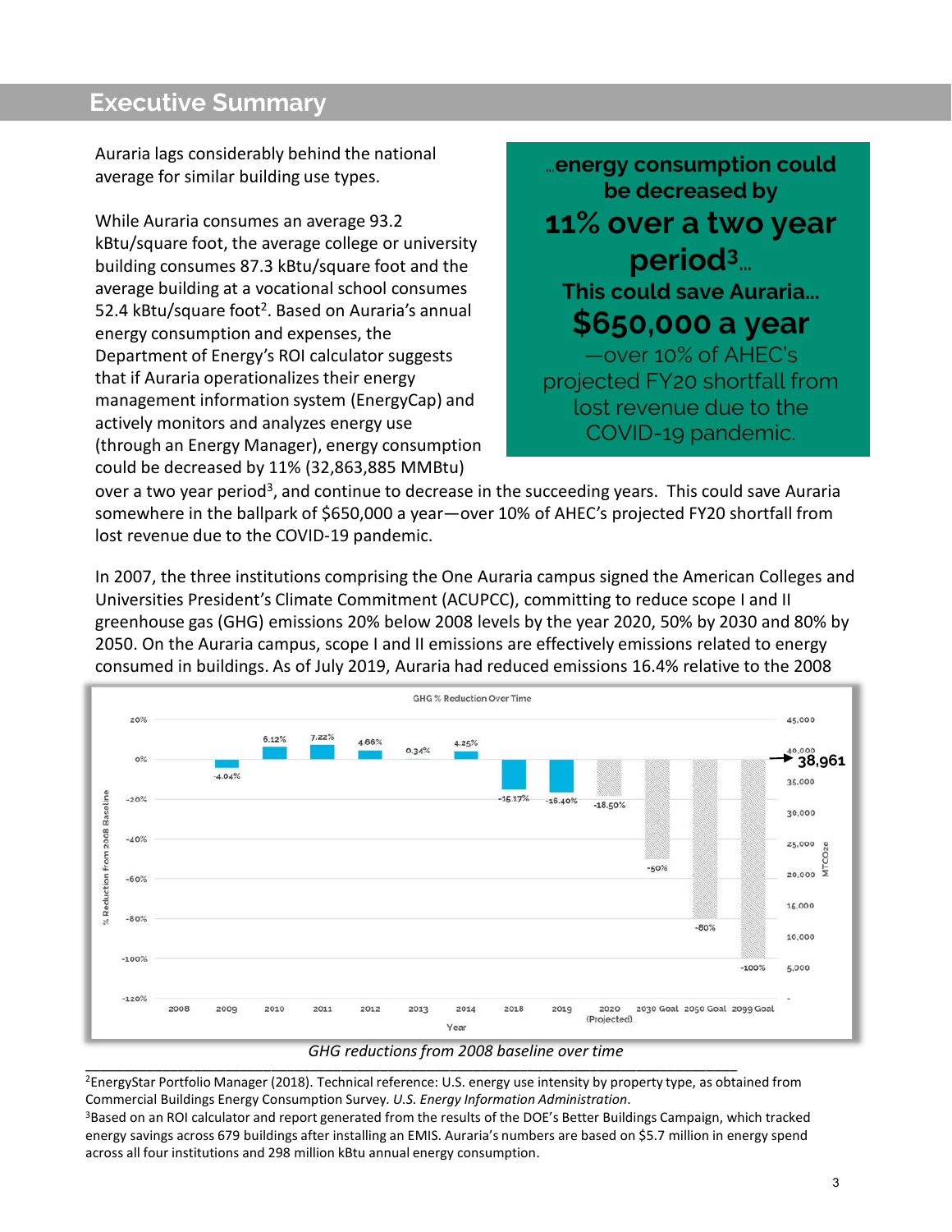## Executive Summary

Auraria lags considerably behind the national average for similar building use types.

While Auraria consumes an average 93.2 kBtu/square foot, the average college or university building consumes 87.3 kBtu/square foot and the average building at a vocational school consumes 52.4 kBtu/square foot[2]. Based on Auraria's annual energy consumption and expenses, the Department of Energy's ROI calculator suggests that if Auraria operationalizes their energy management information system (EnergyCap) and actively monitors and analyzes energy use (through an Energy Manager), energy consumption could be decreased by 11% (32,863,885 MMBtu) over a two year period[3], and continue to decrease in the succeeding years. This could save Auraria somewhere in the ballpark of $650,000 a year—over 10% of AHEC's projected FY20 shortfall from lost revenue due to the COVID-19 pandemic.

> …**energy consumption could be decreased by**
> **11% over a two year period[3]…**
> **This could save Auraria…**
> **$650,000 a year**
> —over 10% of AHEC's projected FY20 shortfall from lost revenue due to the COVID-19 pandemic.

In 2007, the three institutions comprising the One Auraria campus signed the American Colleges and Universities President's Climate Commitment (ACUPCC), committing to reduce scope I and II greenhouse gas (GHG) emissions 20% below 2008 levels by the year 2020, 50% by 2030 and 80% by 2050. On the Auraria campus, scope I and II emissions are effectively emissions related to energy consumed in buildings. As of July 2019, Auraria had reduced emissions 16.4% relative to the 2008

GHG % Reduction Over Time

| Year | % Reduction from 2008 Baseline |
|---|---|
| 2008 | |
| 2009 | -4.04% |
| 2010 | 6.12% |
| 2011 | 7.22% |
| 2012 | 4.66% |
| 2013 | 0.34% |
| 2014 | 4.25% |
| 2018 | -15.17% |
| 2019 | -16.40% |
| 2020 (Projected) | -18.50% |
| 2030 Goal | -50% |
| 2050 Goal | -80% |
| 2099 Goal | -100% |

2008 baseline: 38,961 MTCO2e

*GHG reductions from 2008 baseline over time*

[2]EnergyStar Portfolio Manager (2018). Technical reference: U.S. energy use intensity by property type, as obtained from Commercial Buildings Energy Consumption Survey. *U.S. Energy Information Administration*.

[3]Based on an ROI calculator and report generated from the results of the DOE's Better Buildings Campaign, which tracked energy savings across 679 buildings after installing an EMIS. Auraria's numbers are based on $5.7 million in energy spend across all four institutions and 298 million kBtu annual energy consumption.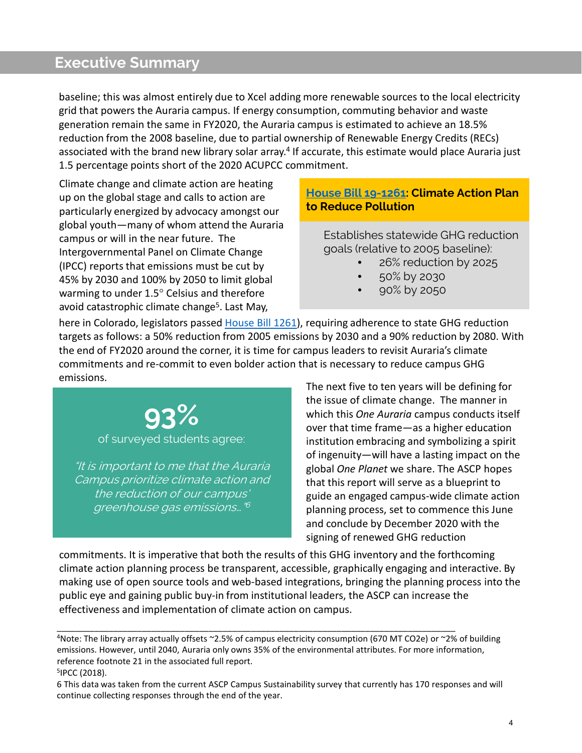## Executive Summary

baseline; this was almost entirely due to Xcel adding more renewable sources to the local electricity grid that powers the Auraria campus. If energy consumption, commuting behavior and waste generation remain the same in FY2020, the Auraria campus is estimated to achieve an 18.5% reduction from the 2008 baseline, due to partial ownership of Renewable Energy Credits (RECs) associated with the brand new library solar array.[4] If accurate, this estimate would place Auraria just 1.5 percentage points short of the 2020 ACUPCC commitment.

Climate change and climate action are heating up on the global stage and calls to action are particularly energized by advocacy amongst our global youth—many of whom attend the Auraria campus or will in the near future. The Intergovernmental Panel on Climate Change (IPCC) reports that emissions must be cut by 45% by 2030 and 100% by 2050 to limit global warming to under 1.5° Celsius and therefore avoid catastrophic climate change[5]. Last May, here in Colorado, legislators passed House Bill 1261), requiring adherence to state GHG reduction targets as follows: a 50% reduction from 2005 emissions by 2030 and a 90% reduction by 2080. With the end of FY2020 around the corner, it is time for campus leaders to revisit Auraria's climate commitments and re-commit to even bolder action that is necessary to reduce campus GHG emissions.

**House Bill 19-1261: Climate Action Plan to Reduce Pollution**

Establishes statewide GHG reduction goals (relative to 2005 baseline):

- 26% reduction by 2025
- 50% by 2030
- 90% by 2050

The next five to ten years will be defining for the issue of climate change. The manner in which this *One Auraria* campus conducts itself over that time frame—as a higher education institution embracing and symbolizing a spirit of ingenuity—will have a lasting impact on the global *One Planet* we share. The ASCP hopes that this report will serve as a blueprint to guide an engaged campus-wide climate action planning process, set to commence this June and conclude by December 2020 with the signing of renewed GHG reduction commitments. It is imperative that both the results of this GHG inventory and the forthcoming climate action planning process be transparent, accessible, graphically engaging and interactive. By making use of open source tools and web-based integrations, bringing the planning process into the public eye and gaining public buy-in from institutional leaders, the ASCP can increase the effectiveness and implementation of climate action on campus.

**93%**
of surveyed students agree:

*"It is important to me that the Auraria Campus prioritize climate action and the reduction of our campus' greenhouse gas emissions…"*[6]

---

[4]Note: The library array actually offsets ~2.5% of campus electricity consumption (670 MT CO2e) or ~2% of building emissions. However, until 2040, Auraria only owns 35% of the environmental attributes. For more information, reference footnote 21 in the associated full report.

[5]IPCC (2018).

6 This data was taken from the current ASCP Campus Sustainability survey that currently has 170 responses and will continue collecting responses through the end of the year.